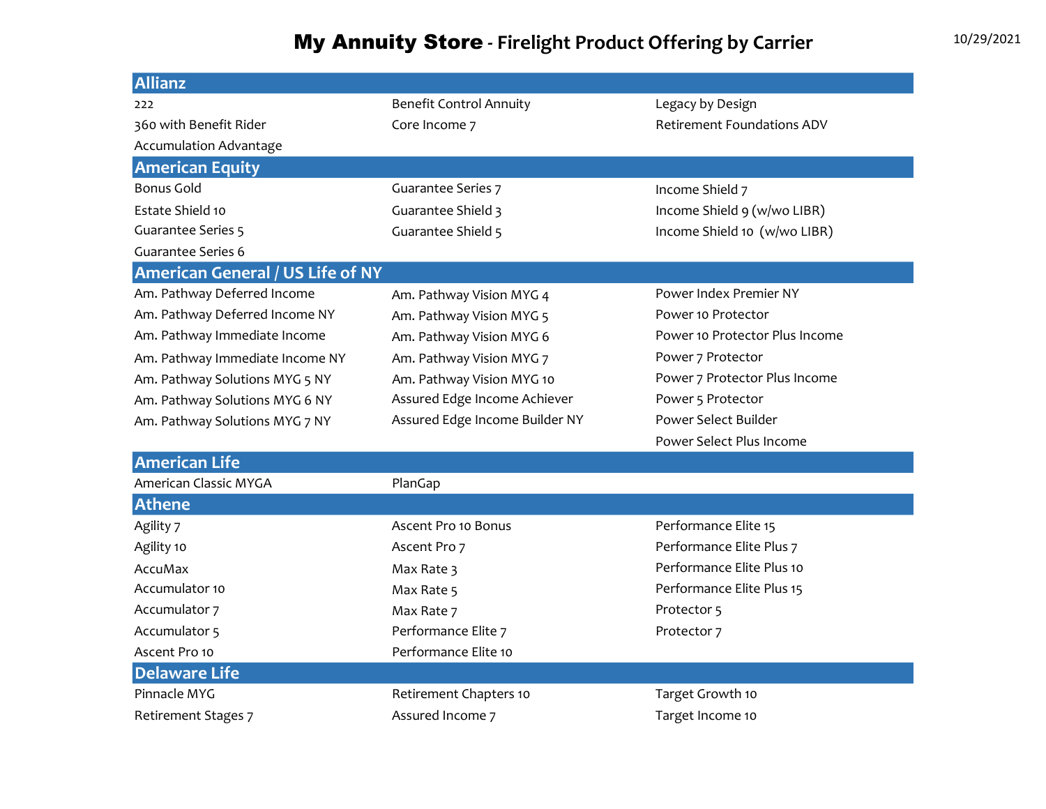# My Annuity Store - Firelight Product Offering by Carrier

10/29/2021

## Allianz

| | | |
|---|---|---|
| 222 | Benefit Control Annuity | Legacy by Design |
| 360 with Benefit Rider | Core Income 7 | Retirement Foundations ADV |
| Accumulation Advantage | | |

## American Equity

| | | |
|---|---|---|
| Bonus Gold | Guarantee Series 7 | Income Shield 7 |
| Estate Shield 10 | Guarantee Shield 3 | Income Shield 9 (w/wo LIBR) |
| Guarantee Series 5 | Guarantee Shield 5 | Income Shield 10 (w/wo LIBR) |
| Guarantee Series 6 | | |

## American General / US Life of NY

| | | |
|---|---|---|
| Am. Pathway Deferred Income | Am. Pathway Vision MYG 4 | Power Index Premier NY |
| Am. Pathway Deferred Income NY | Am. Pathway Vision MYG 5 | Power 10 Protector |
| Am. Pathway Immediate Income | Am. Pathway Vision MYG 6 | Power 10 Protector Plus Income |
| Am. Pathway Immediate Income NY | Am. Pathway Vision MYG 7 | Power 7 Protector |
| Am. Pathway Solutions MYG 5 NY | Am. Pathway Vision MYG 10 | Power 7 Protector Plus Income |
| Am. Pathway Solutions MYG 6 NY | Assured Edge Income Achiever | Power 5 Protector |
| Am. Pathway Solutions MYG 7 NY | Assured Edge Income Builder NY | Power Select Builder |
| | | Power Select Plus Income |

## American Life

| | | |
|---|---|---|
| American Classic MYGA | PlanGap | |

## Athene

| | | |
|---|---|---|
| Agility 7 | Ascent Pro 10 Bonus | Performance Elite 15 |
| Agility 10 | Ascent Pro 7 | Performance Elite Plus 7 |
| AccuMax | Max Rate 3 | Performance Elite Plus 10 |
| Accumulator 10 | Max Rate 5 | Performance Elite Plus 15 |
| Accumulator 7 | Max Rate 7 | Protector 5 |
| Accumulator 5 | Performance Elite 7 | Protector 7 |
| Ascent Pro 10 | Performance Elite 10 | |

## Delaware Life

| | | |
|---|---|---|
| Pinnacle MYG | Retirement Chapters 10 | Target Growth 10 |
| Retirement Stages 7 | Assured Income 7 | Target Income 10 |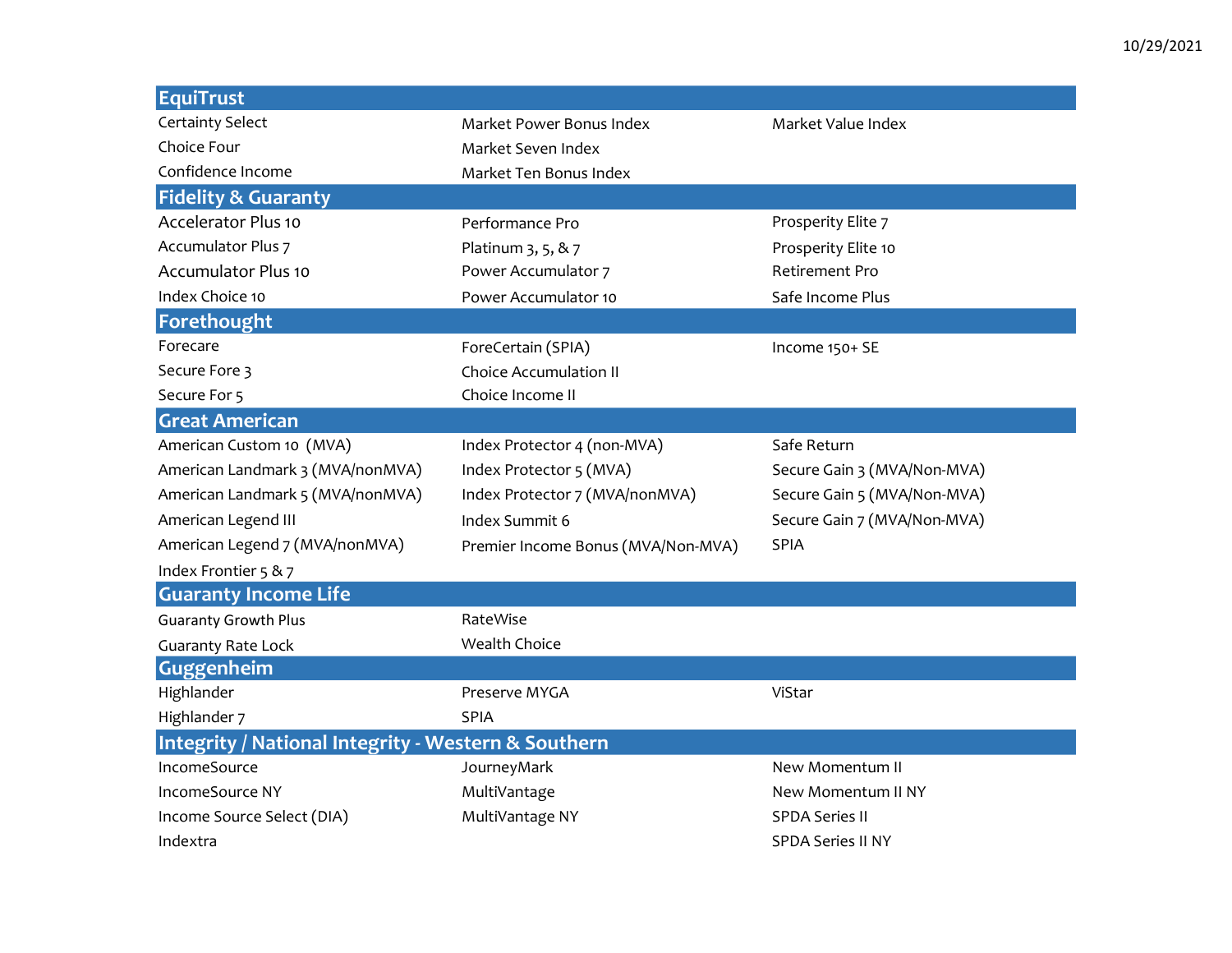10/29/2021

## EquiTrust

| | | |
|---|---|---|
| Certainty Select | Market Power Bonus Index | Market Value Index |
| Choice Four | Market Seven Index | |
| Confidence Income | Market Ten Bonus Index | |

## Fidelity & Guaranty

| | | |
|---|---|---|
| Accelerator Plus 10 | Performance Pro | Prosperity Elite 7 |
| Accumulator Plus 7 | Platinum 3, 5, & 7 | Prosperity Elite 10 |
| Accumulator Plus 10 | Power Accumulator 7 | Retirement Pro |
| Index Choice 10 | Power Accumulator 10 | Safe Income Plus |

## Forethought

| | | |
|---|---|---|
| Forecare | ForeCertain (SPIA) | Income 150+ SE |
| Secure Fore 3 | Choice Accumulation II | |
| Secure For 5 | Choice Income II | |

## Great American

| | | |
|---|---|---|
| American Custom 10 (MVA) | Index Protector 4 (non-MVA) | Safe Return |
| American Landmark 3 (MVA/nonMVA) | Index Protector 5 (MVA) | Secure Gain 3 (MVA/Non-MVA) |
| American Landmark 5 (MVA/nonMVA) | Index Protector 7 (MVA/nonMVA) | Secure Gain 5 (MVA/Non-MVA) |
| American Legend III | Index Summit 6 | Secure Gain 7 (MVA/Non-MVA) |
| American Legend 7 (MVA/nonMVA) | Premier Income Bonus (MVA/Non-MVA) | SPIA |
| Index Frontier 5 & 7 | | |

## Guaranty Income Life

| | | |
|---|---|---|
| Guaranty Growth Plus | RateWise | |
| Guaranty Rate Lock | Wealth Choice | |

## Guggenheim

| | | |
|---|---|---|
| Highlander | Preserve MYGA | ViStar |
| Highlander 7 | SPIA | |

## Integrity / National Integrity - Western & Southern

| | | |
|---|---|---|
| IncomeSource | JourneyMark | New Momentum II |
| IncomeSource NY | MultiVantage | New Momentum II NY |
| Income Source Select (DIA) | MultiVantage NY | SPDA Series II |
| Indextra | | SPDA Series II NY |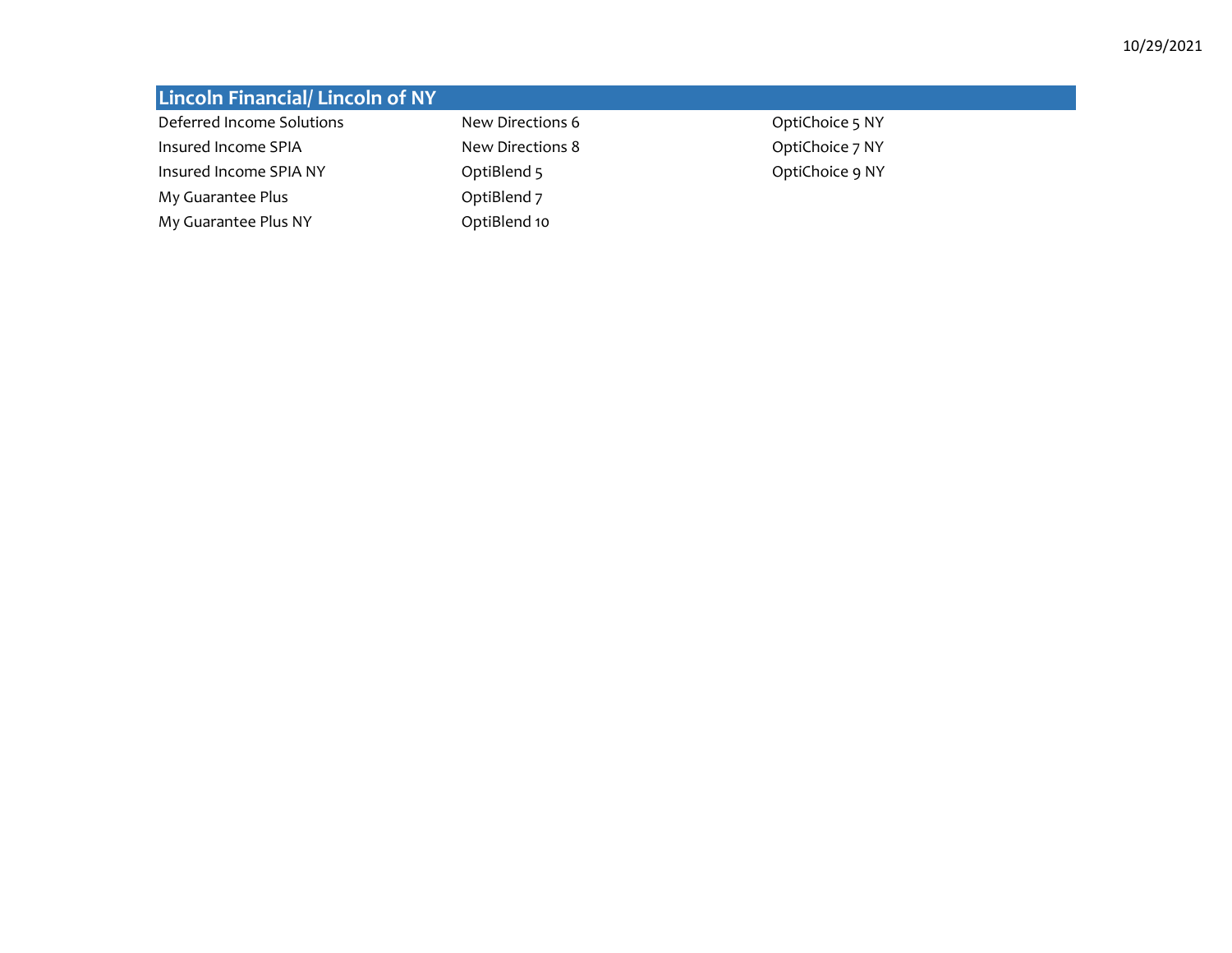## Lincoln Financial/ Lincoln of NY

| | | |
|---|---|---|
| Deferred Income Solutions | New Directions 6 | OptiChoice 5 NY |
| Insured Income SPIA | New Directions 8 | OptiChoice 7 NY |
| Insured Income SPIA NY | OptiBlend 5 | OptiChoice 9 NY |
| My Guarantee Plus | OptiBlend 7 | |
| My Guarantee Plus NY | OptiBlend 10 | |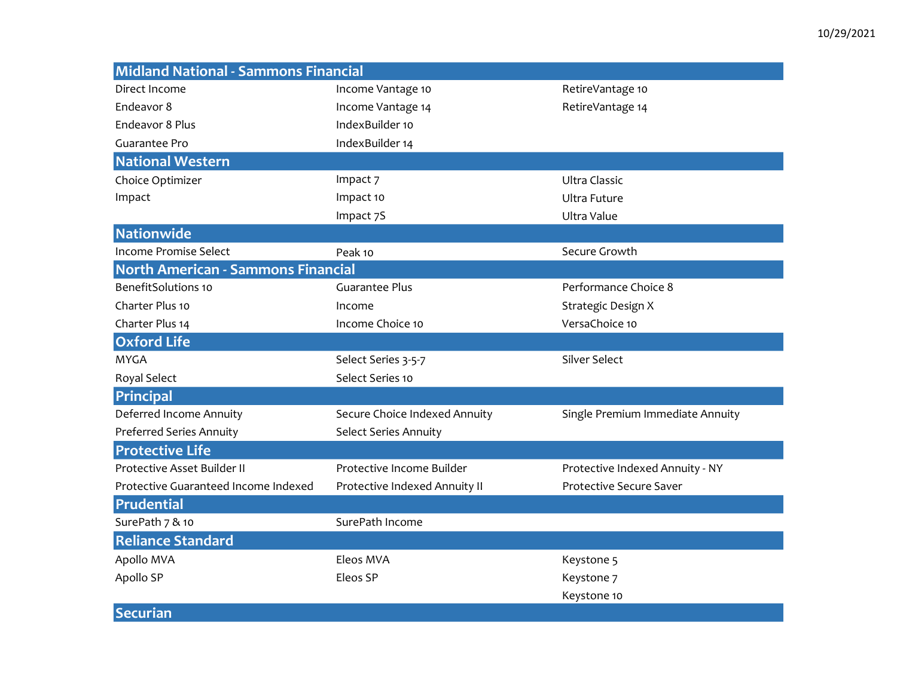## Midland National - Sammons Financial

| | | |
|---|---|---|
| Direct Income | Income Vantage 10 | RetireVantage 10 |
| Endeavor 8 | Income Vantage 14 | RetireVantage 14 |
| Endeavor 8 Plus | IndexBuilder 10 | |
| Guarantee Pro | IndexBuilder 14 | |

## National Western

| | | |
|---|---|---|
| Choice Optimizer | Impact 7 | Ultra Classic |
| Impact | Impact 10 | Ultra Future |
| | Impact 7S | Ultra Value |

## Nationwide

| | | |
|---|---|---|
| Income Promise Select | Peak 10 | Secure Growth |

## North American - Sammons Financial

| | | |
|---|---|---|
| BenefitSolutions 10 | Guarantee Plus | Performance Choice 8 |
| Charter Plus 10 | Income | Strategic Design X |
| Charter Plus 14 | Income Choice 10 | VersaChoice 10 |

## Oxford Life

| | | |
|---|---|---|
| MYGA | Select Series 3-5-7 | Silver Select |
| Royal Select | Select Series 10 | |

## Principal

| | | |
|---|---|---|
| Deferred Income Annuity | Secure Choice Indexed Annuity | Single Premium Immediate Annuity |
| Preferred Series Annuity | Select Series Annuity | |

## Protective Life

| | | |
|---|---|---|
| Protective Asset Builder II | Protective Income Builder | Protective Indexed Annuity - NY |
| Protective Guaranteed Income Indexed | Protective Indexed Annuity II | Protective Secure Saver |

## Prudential

| | | |
|---|---|---|
| SurePath 7 & 10 | SurePath Income | |

## Reliance Standard

| | | |
|---|---|---|
| Apollo MVA | Eleos MVA | Keystone 5 |
| Apollo SP | Eleos SP | Keystone 7 |
| | | Keystone 10 |

## Securian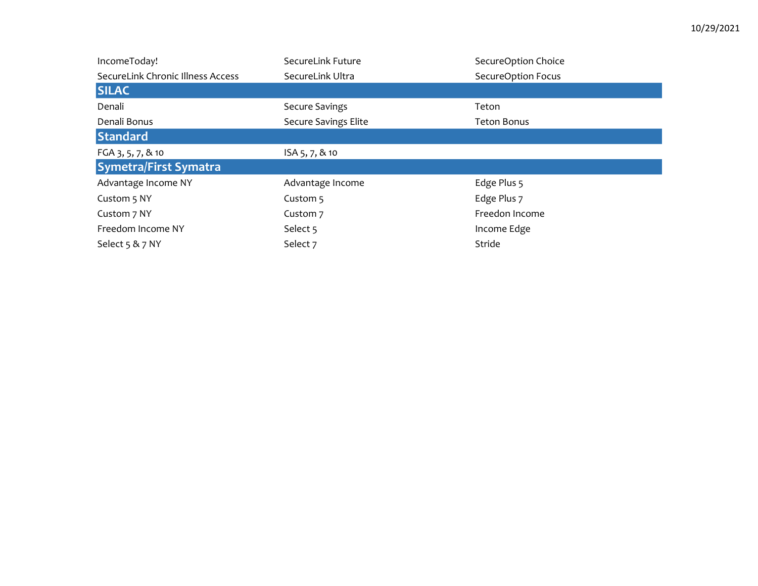| | | |
|---|---|---|
| IncomeToday! | SecureLink Future | SecureOption Choice |
| SecureLink Chronic Illness Access | SecureLink Ultra | SecureOption Focus |

## SILAC

| | | |
|---|---|---|
| Denali | Secure Savings | Teton |
| Denali Bonus | Secure Savings Elite | Teton Bonus |

## Standard

| | | |
|---|---|---|
| FGA 3, 5, 7, & 10 | ISA 5, 7, & 10 | |

## Symetra/First Symatra

| | | |
|---|---|---|
| Advantage Income NY | Advantage Income | Edge Plus 5 |
| Custom 5 NY | Custom 5 | Edge Plus 7 |
| Custom 7 NY | Custom 7 | Freedon Income |
| Freedom Income NY | Select 5 | Income Edge |
| Select 5 & 7 NY | Select 7 | Stride |